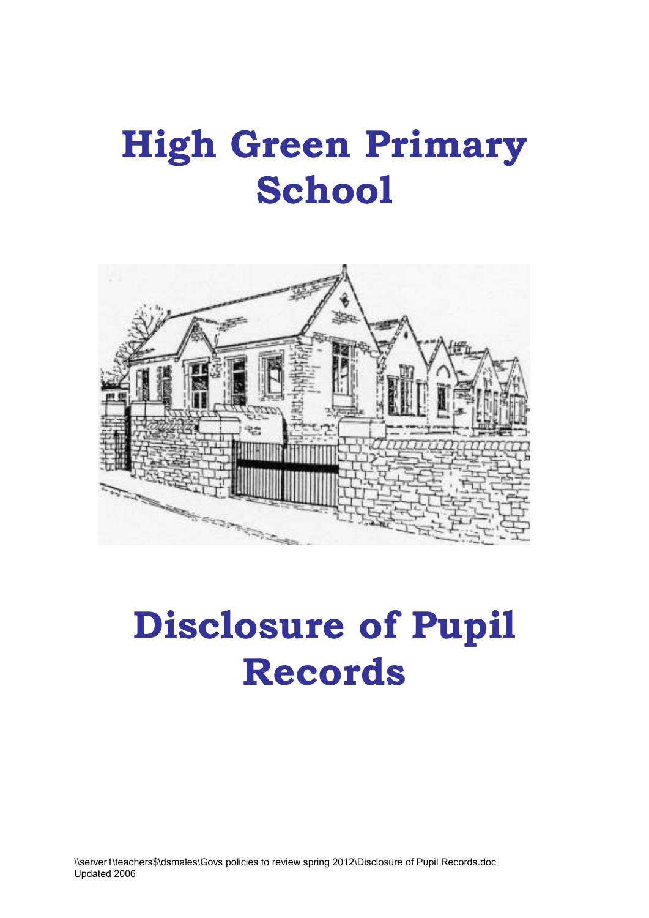# High Green Primary School

# Disclosure of Pupil Records

\\server1\teachers$\dsmales\Govs policies to review spring 2012\Disclosure of Pupil Records.doc
Updated 2006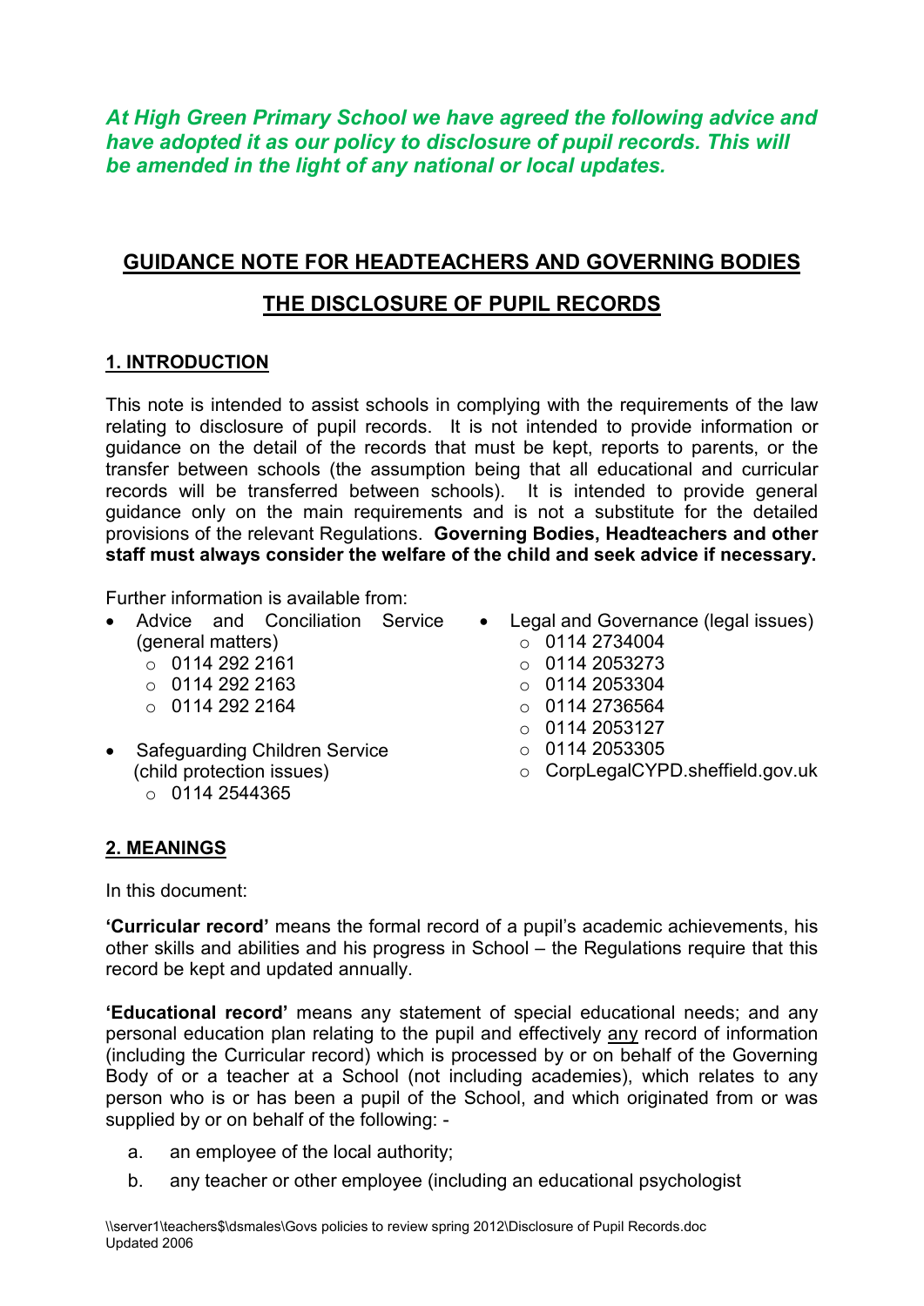***At High Green Primary School we have agreed the following advice and have adopted it as our policy to disclosure of pupil records. This will be amended in the light of any national or local updates.***

## GUIDANCE NOTE FOR HEADTEACHERS AND GOVERNING BODIES

## THE DISCLOSURE OF PUPIL RECORDS

### 1. INTRODUCTION

This note is intended to assist schools in complying with the requirements of the law relating to disclosure of pupil records. It is not intended to provide information or guidance on the detail of the records that must be kept, reports to parents, or the transfer between schools (the assumption being that all educational and curricular records will be transferred between schools). It is intended to provide general guidance only on the main requirements and is not a substitute for the detailed provisions of the relevant Regulations. **Governing Bodies, Headteachers and other staff must always consider the welfare of the child and seek advice if necessary.**

Further information is available from:

- Advice and Conciliation Service (general matters)
  - 0114 292 2161
  - 0114 292 2163
  - 0114 292 2164
- Safeguarding Children Service (child protection issues)
  - 0114 2544365
- Legal and Governance (legal issues)
  - 0114 2734004
  - 0114 2053273
  - 0114 2053304
  - 0114 2736564
  - 0114 2053127
  - 0114 2053305
  - CorpLegalCYPD.sheffield.gov.uk

### 2. MEANINGS

In this document:

**'Curricular record'** means the formal record of a pupil's academic achievements, his other skills and abilities and his progress in School – the Regulations require that this record be kept and updated annually.

**'Educational record'** means any statement of special educational needs; and any personal education plan relating to the pupil and effectively any record of information (including the Curricular record) which is processed by or on behalf of the Governing Body of or a teacher at a School (not including academies), which relates to any person who is or has been a pupil of the School, and which originated from or was supplied by or on behalf of the following: -

a. an employee of the local authority;

b. any teacher or other employee (including an educational psychologist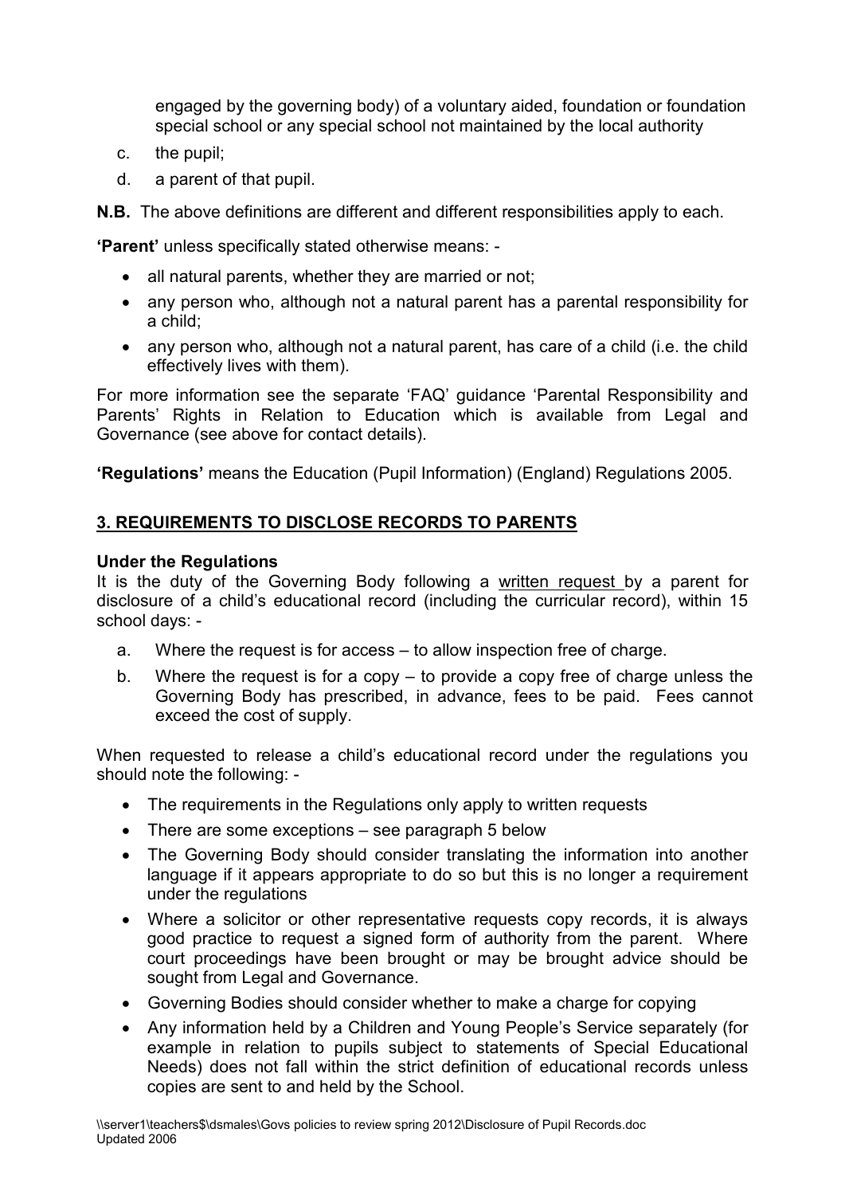engaged by the governing body) of a voluntary aided, foundation or foundation special school or any special school not maintained by the local authority

c. the pupil;

d. a parent of that pupil.

**N.B.** The above definitions are different and different responsibilities apply to each.

**'Parent'** unless specifically stated otherwise means: -

- all natural parents, whether they are married or not;
- any person who, although not a natural parent has a parental responsibility for a child;
- any person who, although not a natural parent, has care of a child (i.e. the child effectively lives with them).

For more information see the separate 'FAQ' guidance 'Parental Responsibility and Parents' Rights in Relation to Education which is available from Legal and Governance (see above for contact details).

**'Regulations'** means the Education (Pupil Information) (England) Regulations 2005.

## 3. REQUIREMENTS TO DISCLOSE RECORDS TO PARENTS

**Under the Regulations**

It is the duty of the Governing Body following a written request by a parent for disclosure of a child's educational record (including the curricular record), within 15 school days: -

a. Where the request is for access – to allow inspection free of charge.

b. Where the request is for a copy – to provide a copy free of charge unless the Governing Body has prescribed, in advance, fees to be paid. Fees cannot exceed the cost of supply.

When requested to release a child's educational record under the regulations you should note the following: -

- The requirements in the Regulations only apply to written requests
- There are some exceptions – see paragraph 5 below
- The Governing Body should consider translating the information into another language if it appears appropriate to do so but this is no longer a requirement under the regulations
- Where a solicitor or other representative requests copy records, it is always good practice to request a signed form of authority from the parent. Where court proceedings have been brought or may be brought advice should be sought from Legal and Governance.
- Governing Bodies should consider whether to make a charge for copying
- Any information held by a Children and Young People's Service separately (for example in relation to pupils subject to statements of Special Educational Needs) does not fall within the strict definition of educational records unless copies are sent to and held by the School.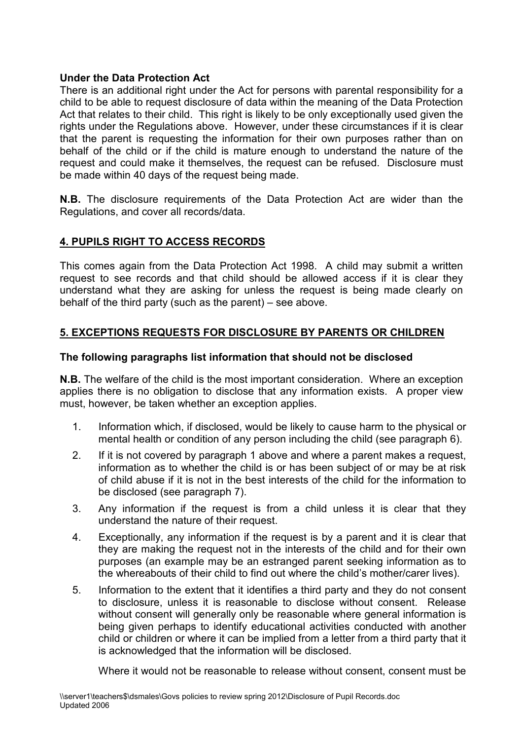**Under the Data Protection Act**

There is an additional right under the Act for persons with parental responsibility for a child to be able to request disclosure of data within the meaning of the Data Protection Act that relates to their child. This right is likely to be only exceptionally used given the rights under the Regulations above. However, under these circumstances if it is clear that the parent is requesting the information for their own purposes rather than on behalf of the child or if the child is mature enough to understand the nature of the request and could make it themselves, the request can be refused. Disclosure must be made within 40 days of the request being made.

**N.B.** The disclosure requirements of the Data Protection Act are wider than the Regulations, and cover all records/data.

## 4. PUPILS RIGHT TO ACCESS RECORDS

This comes again from the Data Protection Act 1998. A child may submit a written request to see records and that child should be allowed access if it is clear they understand what they are asking for unless the request is being made clearly on behalf of the third party (such as the parent) – see above.

## 5. EXCEPTIONS REQUESTS FOR DISCLOSURE BY PARENTS OR CHILDREN

**The following paragraphs list information that should not be disclosed**

**N.B.** The welfare of the child is the most important consideration. Where an exception applies there is no obligation to disclose that any information exists. A proper view must, however, be taken whether an exception applies.

1. Information which, if disclosed, would be likely to cause harm to the physical or mental health or condition of any person including the child (see paragraph 6).
2. If it is not covered by paragraph 1 above and where a parent makes a request, information as to whether the child is or has been subject of or may be at risk of child abuse if it is not in the best interests of the child for the information to be disclosed (see paragraph 7).
3. Any information if the request is from a child unless it is clear that they understand the nature of their request.
4. Exceptionally, any information if the request is by a parent and it is clear that they are making the request not in the interests of the child and for their own purposes (an example may be an estranged parent seeking information as to the whereabouts of their child to find out where the child's mother/carer lives).
5. Information to the extent that it identifies a third party and they do not consent to disclosure, unless it is reasonable to disclose without consent. Release without consent will generally only be reasonable where general information is being given perhaps to identify educational activities conducted with another child or children or where it can be implied from a letter from a third party that it is acknowledged that the information will be disclosed.

   Where it would not be reasonable to release without consent, consent must be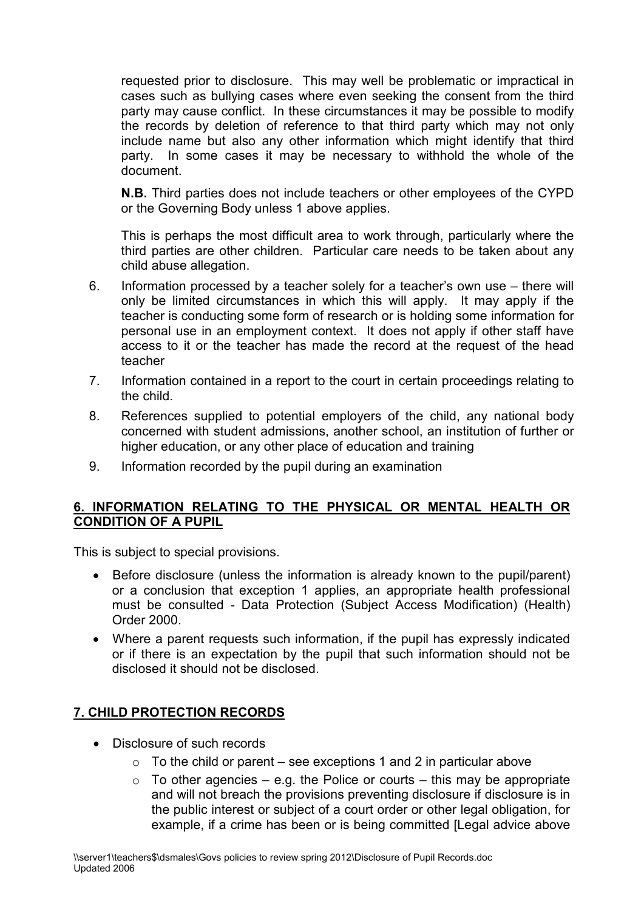requested prior to disclosure. This may well be problematic or impractical in cases such as bullying cases where even seeking the consent from the third party may cause conflict. In these circumstances it may be possible to modify the records by deletion of reference to that third party which may not only include name but also any other information which might identify that third party. In some cases it may be necessary to withhold the whole of the document.

**N.B.** Third parties does not include teachers or other employees of the CYPD or the Governing Body unless 1 above applies.

This is perhaps the most difficult area to work through, particularly where the third parties are other children. Particular care needs to be taken about any child abuse allegation.

6. Information processed by a teacher solely for a teacher's own use – there will only be limited circumstances in which this will apply. It may apply if the teacher is conducting some form of research or is holding some information for personal use in an employment context. It does not apply if other staff have access to it or the teacher has made the record at the request of the head teacher
7. Information contained in a report to the court in certain proceedings relating to the child.
8. References supplied to potential employers of the child, any national body concerned with student admissions, another school, an institution of further or higher education, or any other place of education and training
9. Information recorded by the pupil during an examination

## 6. INFORMATION RELATING TO THE PHYSICAL OR MENTAL HEALTH OR CONDITION OF A PUPIL

This is subject to special provisions.

- Before disclosure (unless the information is already known to the pupil/parent) or a conclusion that exception 1 applies, an appropriate health professional must be consulted - Data Protection (Subject Access Modification) (Health) Order 2000.
- Where a parent requests such information, if the pupil has expressly indicated or if there is an expectation by the pupil that such information should not be disclosed it should not be disclosed.

## 7. CHILD PROTECTION RECORDS

- Disclosure of such records
  - To the child or parent – see exceptions 1 and 2 in particular above
  - To other agencies – e.g. the Police or courts – this may be appropriate and will not breach the provisions preventing disclosure if disclosure is in the public interest or subject of a court order or other legal obligation, for example, if a crime has been or is being committed [Legal advice above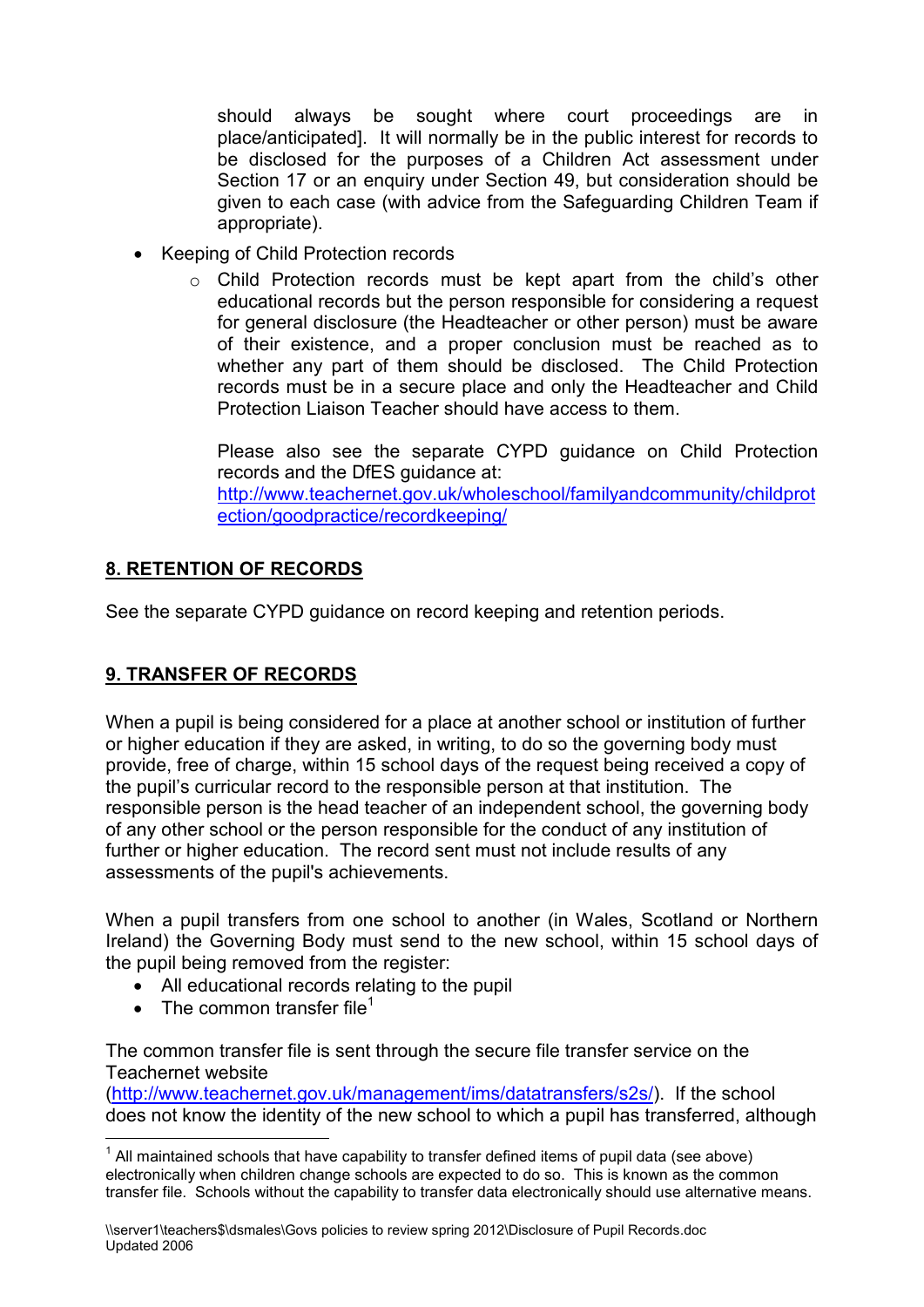should always be sought where court proceedings are in place/anticipated]. It will normally be in the public interest for records to be disclosed for the purposes of a Children Act assessment under Section 17 or an enquiry under Section 49, but consideration should be given to each case (with advice from the Safeguarding Children Team if appropriate).

- Keeping of Child Protection records
  - Child Protection records must be kept apart from the child's other educational records but the person responsible for considering a request for general disclosure (the Headteacher or other person) must be aware of their existence, and a proper conclusion must be reached as to whether any part of them should be disclosed. The Child Protection records must be in a secure place and only the Headteacher and Child Protection Liaison Teacher should have access to them.

    Please also see the separate CYPD guidance on Child Protection records and the DfES guidance at: [http://www.teachernet.gov.uk/wholeschool/familyandcommunity/childprotection/goodpractice/recordkeeping/](http://www.teachernet.gov.uk/wholeschool/familyandcommunity/childprotection/goodpractice/recordkeeping/)

## 8. RETENTION OF RECORDS

See the separate CYPD guidance on record keeping and retention periods.

## 9. TRANSFER OF RECORDS

When a pupil is being considered for a place at another school or institution of further or higher education if they are asked, in writing, to do so the governing body must provide, free of charge, within 15 school days of the request being received a copy of the pupil's curricular record to the responsible person at that institution. The responsible person is the head teacher of an independent school, the governing body of any other school or the person responsible for the conduct of any institution of further or higher education. The record sent must not include results of any assessments of the pupil's achievements.

When a pupil transfers from one school to another (in Wales, Scotland or Northern Ireland) the Governing Body must send to the new school, within 15 school days of the pupil being removed from the register:

- All educational records relating to the pupil
- The common transfer file[1]

The common transfer file is sent through the secure file transfer service on the Teachernet website ([http://www.teachernet.gov.uk/management/ims/datatransfers/s2s/](http://www.teachernet.gov.uk/management/ims/datatransfers/s2s/)). If the school does not know the identity of the new school to which a pupil has transferred, although

[1] All maintained schools that have capability to transfer defined items of pupil data (see above) electronically when children change schools are expected to do so. This is known as the common transfer file. Schools without the capability to transfer data electronically should use alternative means.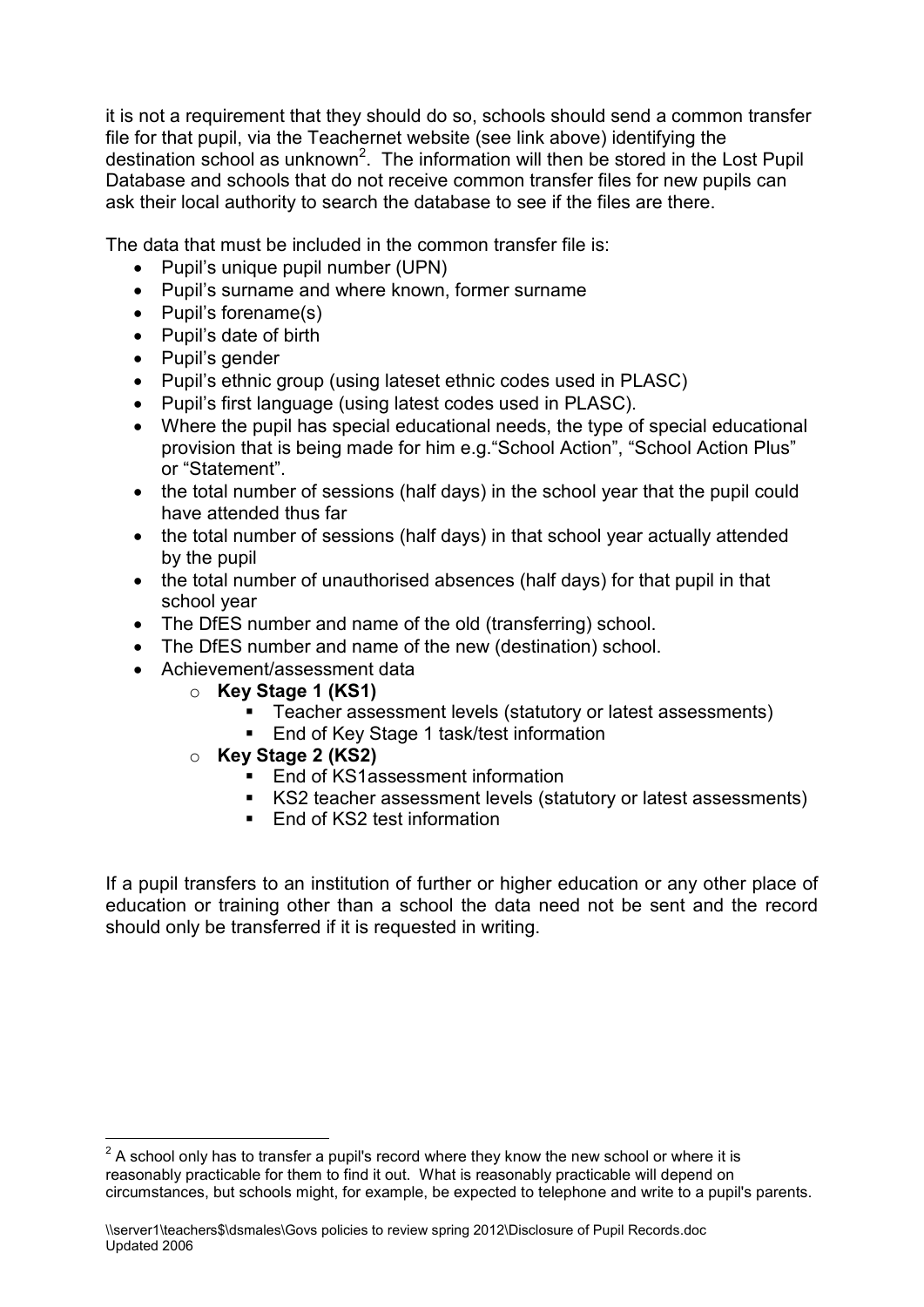it is not a requirement that they should do so, schools should send a common transfer file for that pupil, via the Teachernet website (see link above) identifying the destination school as unknown[2]. The information will then be stored in the Lost Pupil Database and schools that do not receive common transfer files for new pupils can ask their local authority to search the database to see if the files are there.

The data that must be included in the common transfer file is:

- Pupil's unique pupil number (UPN)
- Pupil's surname and where known, former surname
- Pupil's forename(s)
- Pupil's date of birth
- Pupil's gender
- Pupil's ethnic group (using lateset ethnic codes used in PLASC)
- Pupil's first language (using latest codes used in PLASC).
- Where the pupil has special educational needs, the type of special educational provision that is being made for him e.g."School Action", "School Action Plus" or "Statement".
- the total number of sessions (half days) in the school year that the pupil could have attended thus far
- the total number of sessions (half days) in that school year actually attended by the pupil
- the total number of unauthorised absences (half days) for that pupil in that school year
- The DfES number and name of the old (transferring) school.
- The DfES number and name of the new (destination) school.
- Achievement/assessment data
    - **Key Stage 1 (KS1)**
        - Teacher assessment levels (statutory or latest assessments)
        - End of Key Stage 1 task/test information
    - **Key Stage 2 (KS2)**
        - End of KS1assessment information
        - KS2 teacher assessment levels (statutory or latest assessments)
        - End of KS2 test information

If a pupil transfers to an institution of further or higher education or any other place of education or training other than a school the data need not be sent and the record should only be transferred if it is requested in writing.

[2] A school only has to transfer a pupil's record where they know the new school or where it is reasonably practicable for them to find it out. What is reasonably practicable will depend on circumstances, but schools might, for example, be expected to telephone and write to a pupil's parents.